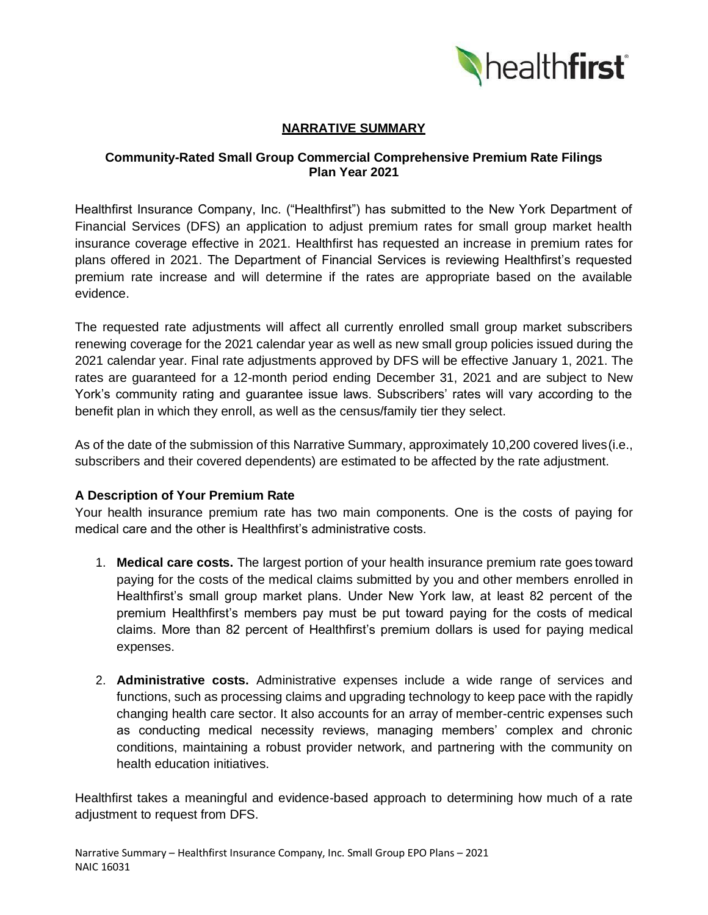## NARRATIVE SUMMARY

### Community-Rated Small Group Commercial Comprehensive Premium Rate Filings Plan Year 2021

Healthfirst Insurance Company, Inc. ("Healthfirst") has submitted to the New York Department of Financial Services (DFS) an application to adjust premium rates for small group market health insurance coverage effective in 2021. Healthfirst has requested an increase in premium rates for plans offered in 2021. The Department of Financial Services is reviewing Healthfirst's requested premium rate increase and will determine if the rates are appropriate based on the available evidence.

The requested rate adjustments will affect all currently enrolled small group market subscribers renewing coverage for the 2021 calendar year as well as new small group policies issued during the 2021 calendar year. Final rate adjustments approved by DFS will be effective January 1, 2021. The rates are guaranteed for a 12-month period ending December 31, 2021 and are subject to New York's community rating and guarantee issue laws. Subscribers' rates will vary according to the benefit plan in which they enroll, as well as the census/family tier they select.

As of the date of the submission of this Narrative Summary, approximately 10,200 covered lives (i.e., subscribers and their covered dependents) are estimated to be affected by the rate adjustment.

### A Description of Your Premium Rate

Your health insurance premium rate has two main components. One is the costs of paying for medical care and the other is Healthfirst's administrative costs.

1. **Medical care costs.** The largest portion of your health insurance premium rate goes toward paying for the costs of the medical claims submitted by you and other members enrolled in Healthfirst's small group market plans. Under New York law, at least 82 percent of the premium Healthfirst's members pay must be put toward paying for the costs of medical claims. More than 82 percent of Healthfirst's premium dollars is used for paying medical expenses.
2. **Administrative costs.** Administrative expenses include a wide range of services and functions, such as processing claims and upgrading technology to keep pace with the rapidly changing health care sector. It also accounts for an array of member-centric expenses such as conducting medical necessity reviews, managing members' complex and chronic conditions, maintaining a robust provider network, and partnering with the community on health education initiatives.

Healthfirst takes a meaningful and evidence-based approach to determining how much of a rate adjustment to request from DFS.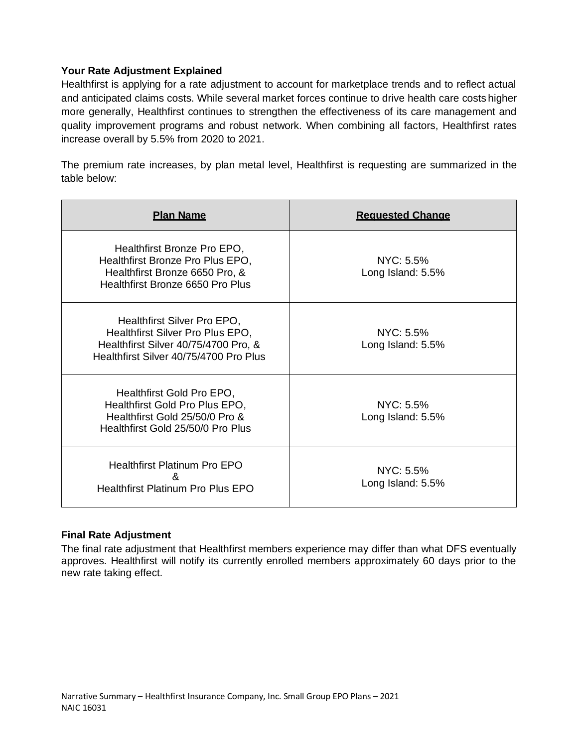### Your Rate Adjustment Explained

Healthfirst is applying for a rate adjustment to account for marketplace trends and to reflect actual and anticipated claims costs. While several market forces continue to drive health care costs higher more generally, Healthfirst continues to strengthen the effectiveness of its care management and quality improvement programs and robust network. When combining all factors, Healthfirst rates increase overall by 5.5% from 2020 to 2021.

The premium rate increases, by plan metal level, Healthfirst is requesting are summarized in the table below:

| Plan Name | Requested Change |
|---|---|
| Healthfirst Bronze Pro EPO, Healthfirst Bronze Pro Plus EPO, Healthfirst Bronze 6650 Pro, & Healthfirst Bronze 6650 Pro Plus | NYC: 5.5% Long Island: 5.5% |
| Healthfirst Silver Pro EPO, Healthfirst Silver Pro Plus EPO, Healthfirst Silver 40/75/4700 Pro, & Healthfirst Silver 40/75/4700 Pro Plus | NYC: 5.5% Long Island: 5.5% |
| Healthfirst Gold Pro EPO, Healthfirst Gold Pro Plus EPO, Healthfirst Gold 25/50/0 Pro & Healthfirst Gold 25/50/0 Pro Plus | NYC: 5.5% Long Island: 5.5% |
| Healthfirst Platinum Pro EPO & Healthfirst Platinum Pro Plus EPO | NYC: 5.5% Long Island: 5.5% |

### Final Rate Adjustment

The final rate adjustment that Healthfirst members experience may differ than what DFS eventually approves. Healthfirst will notify its currently enrolled members approximately 60 days prior to the new rate taking effect.